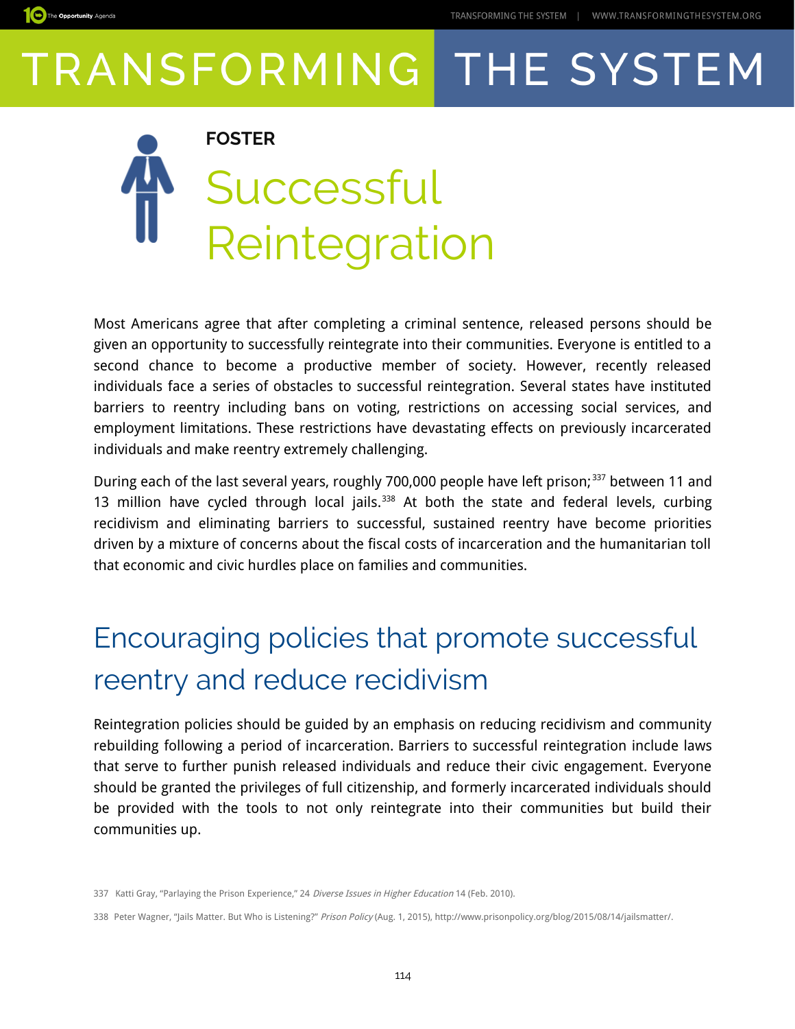# TRANSFORMING THE SYSTEM

**FOSTER**

## Successful Reintegration

Most Americans agree that after completing a criminal sentence, released persons should be given an opportunity to successfully reintegrate into their communities. Everyone is entitled to a second chance to become a productive member of society. However, recently released individuals face a series of obstacles to successful reintegration. Several states have instituted barriers to reentry including bans on voting, restrictions on accessing social services, and employment limitations. These restrictions have devastating effects on previously incarcerated individuals and make reentry extremely challenging.

During each of the last several years, roughly 700,000 people have left prison;[337] between 11 and 13 million have cycled through local jails.[338] At both the state and federal levels, curbing recidivism and eliminating barriers to successful, sustained reentry have become priorities driven by a mixture of concerns about the fiscal costs of incarceration and the humanitarian toll that economic and civic hurdles place on families and communities.

### Encouraging policies that promote successful reentry and reduce recidivism

Reintegration policies should be guided by an emphasis on reducing recidivism and community rebuilding following a period of incarceration. Barriers to successful reintegration include laws that serve to further punish released individuals and reduce their civic engagement. Everyone should be granted the privileges of full citizenship, and formerly incarcerated individuals should be provided with the tools to not only reintegrate into their communities but build their communities up.

337 Katti Gray, "Parlaying the Prison Experience," 24 *Diverse Issues in Higher Education* 14 (Feb. 2010).

338 Peter Wagner, "Jails Matter. But Who is Listening?" *Prison Policy* (Aug. 1, 2015), http://www.prisonpolicy.org/blog/2015/08/14/jailsmatter/.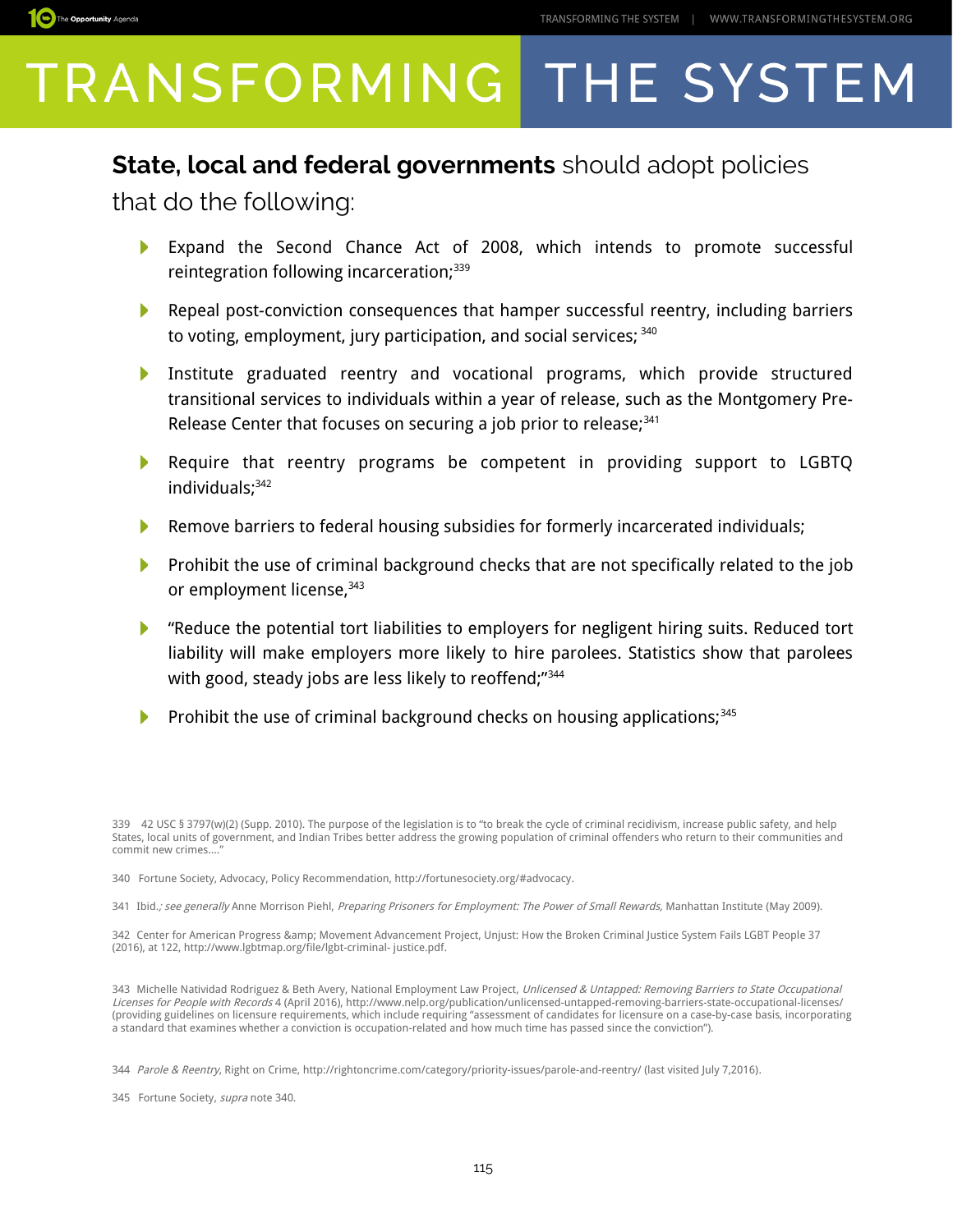**State, local and federal governments** should adopt policies that do the following:

- Expand the Second Chance Act of 2008, which intends to promote successful reintegration following incarceration;[339]
- Repeal post-conviction consequences that hamper successful reentry, including barriers to voting, employment, jury participation, and social services; [340]
- Institute graduated reentry and vocational programs, which provide structured transitional services to individuals within a year of release, such as the Montgomery Pre-Release Center that focuses on securing a job prior to release;[341]
- Require that reentry programs be competent in providing support to LGBTQ individuals;[342]
- Remove barriers to federal housing subsidies for formerly incarcerated individuals;
- Prohibit the use of criminal background checks that are not specifically related to the job or employment license,[343]
- "Reduce the potential tort liabilities to employers for negligent hiring suits. Reduced tort liability will make employers more likely to hire parolees. Statistics show that parolees with good, steady jobs are less likely to reoffend;"[344]
- Prohibit the use of criminal background checks on housing applications;[345]

---

339 42 USC § 3797(w)(2) (Supp. 2010). The purpose of the legislation is to "to break the cycle of criminal recidivism, increase public safety, and help States, local units of government, and Indian Tribes better address the growing population of criminal offenders who return to their communities and commit new crimes…."

340 Fortune Society, Advocacy, Policy Recommendation, http://fortunesociety.org/#advocacy.

341 Ibid.*; see generally* Anne Morrison Piehl, *Preparing Prisoners for Employment: The Power of Small Rewards,* Manhattan Institute (May 2009).

342 Center for American Progress &amp; Movement Advancement Project, Unjust: How the Broken Criminal Justice System Fails LGBT People 37 (2016), at 122, http://www.lgbtmap.org/file/lgbt-criminal- justice.pdf.

343 Michelle Natividad Rodriguez & Beth Avery, National Employment Law Project, *Unlicensed & Untapped: Removing Barriers to State Occupational Licenses for People with Records* 4 (April 2016), http://www.nelp.org/publication/unlicensed-untapped-removing-barriers-state-occupational-licenses/ (providing guidelines on licensure requirements, which include requiring "assessment of candidates for licensure on a case-by-case basis, incorporating a standard that examines whether a conviction is occupation-related and how much time has passed since the conviction").

344 *Parole & Reentry,* Right on Crime, http://rightoncrime.com/category/priority-issues/parole-and-reentry/ (last visited July 7,2016).

345 Fortune Society, *supra* note 340.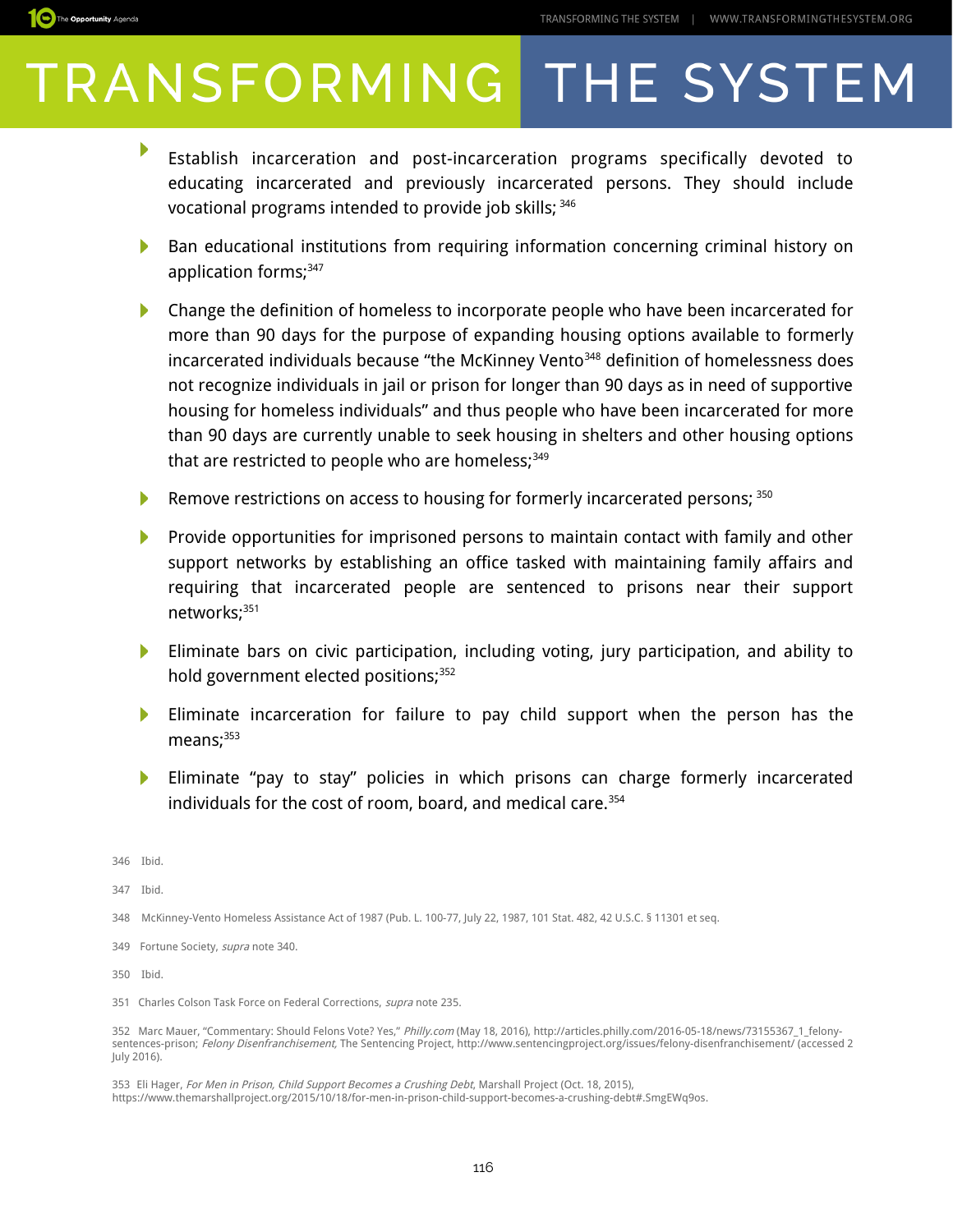- Establish incarceration and post-incarceration programs specifically devoted to educating incarcerated and previously incarcerated persons. They should include vocational programs intended to provide job skills; [346]

- Ban educational institutions from requiring information concerning criminal history on application forms;[347]

- Change the definition of homeless to incorporate people who have been incarcerated for more than 90 days for the purpose of expanding housing options available to formerly incarcerated individuals because "the McKinney Vento[348] definition of homelessness does not recognize individuals in jail or prison for longer than 90 days as in need of supportive housing for homeless individuals" and thus people who have been incarcerated for more than 90 days are currently unable to seek housing in shelters and other housing options that are restricted to people who are homeless;[349]

- Remove restrictions on access to housing for formerly incarcerated persons; [350]

- Provide opportunities for imprisoned persons to maintain contact with family and other support networks by establishing an office tasked with maintaining family affairs and requiring that incarcerated people are sentenced to prisons near their support networks;[351]

- Eliminate bars on civic participation, including voting, jury participation, and ability to hold government elected positions;[352]

- Eliminate incarceration for failure to pay child support when the person has the means;[353]

- Eliminate "pay to stay" policies in which prisons can charge formerly incarcerated individuals for the cost of room, board, and medical care.[354]

346 Ibid.

347 Ibid.

348 McKinney-Vento Homeless Assistance Act of 1987 (Pub. L. 100-77, July 22, 1987, 101 Stat. 482, 42 U.S.C. § 11301 et seq.

349 Fortune Society, *supra* note 340.

350 Ibid.

351 Charles Colson Task Force on Federal Corrections, *supra* note 235.

352 Marc Mauer, "Commentary: Should Felons Vote? Yes," *Philly.com* (May 18, 2016), http://articles.philly.com/2016-05-18/news/73155367_1_felony-sentences-prison; *Felony Disenfranchisement*, The Sentencing Project, http://www.sentencingproject.org/issues/felony-disenfranchisement/ (accessed 2 July 2016).

353 Eli Hager, *For Men in Prison, Child Support Becomes a Crushing Debt*, Marshall Project (Oct. 18, 2015), https://www.themarshallproject.org/2015/10/18/for-men-in-prison-child-support-becomes-a-crushing-debt#.SmgEWq9os.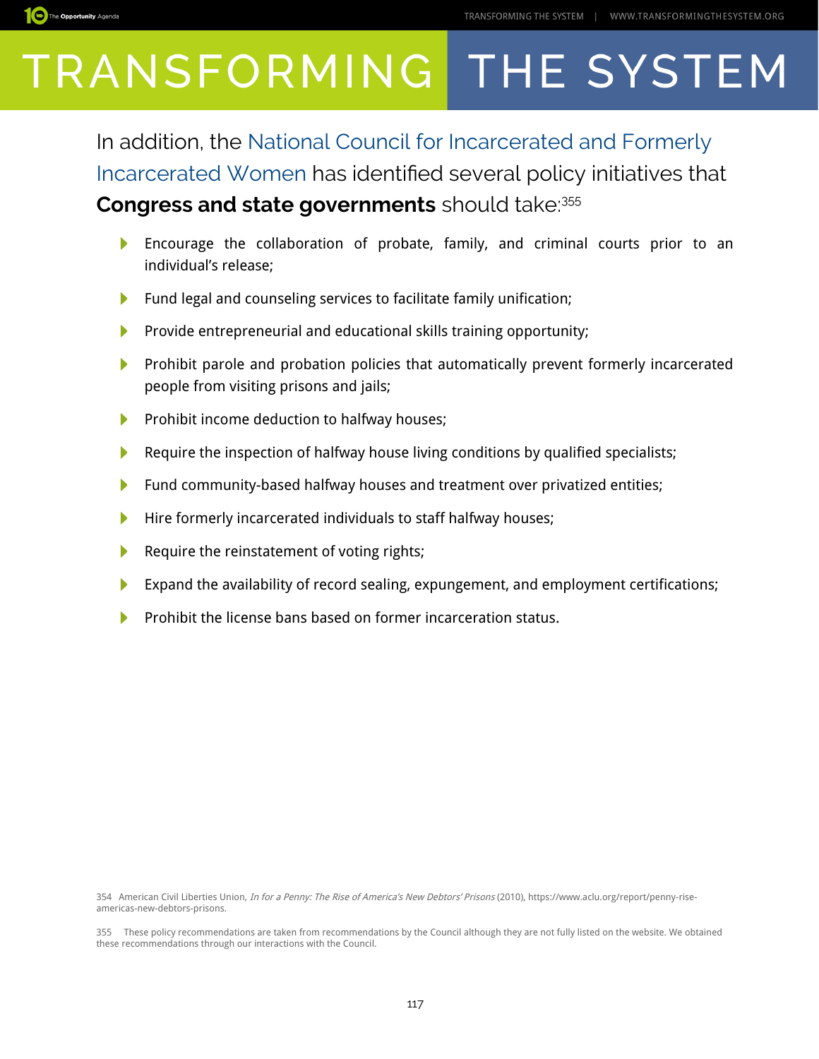In addition, the National Council for Incarcerated and Formerly Incarcerated Women has identified several policy initiatives that **Congress and state governments** should take:[355]

- Encourage the collaboration of probate, family, and criminal courts prior to an individual's release;
- Fund legal and counseling services to facilitate family unification;
- Provide entrepreneurial and educational skills training opportunity;
- Prohibit parole and probation policies that automatically prevent formerly incarcerated people from visiting prisons and jails;
- Prohibit income deduction to halfway houses;
- Require the inspection of halfway house living conditions by qualified specialists;
- Fund community-based halfway houses and treatment over privatized entities;
- Hire formerly incarcerated individuals to staff halfway houses;
- Require the reinstatement of voting rights;
- Expand the availability of record sealing, expungement, and employment certifications;
- Prohibit the license bans based on former incarceration status.

354 American Civil Liberties Union, *In for a Penny: The Rise of America's New Debtors' Prisons* (2010), https://www.aclu.org/report/penny-rise-americas-new-debtors-prisons.

355 These policy recommendations are taken from recommendations by the Council although they are not fully listed on the website. We obtained these recommendations through our interactions with the Council.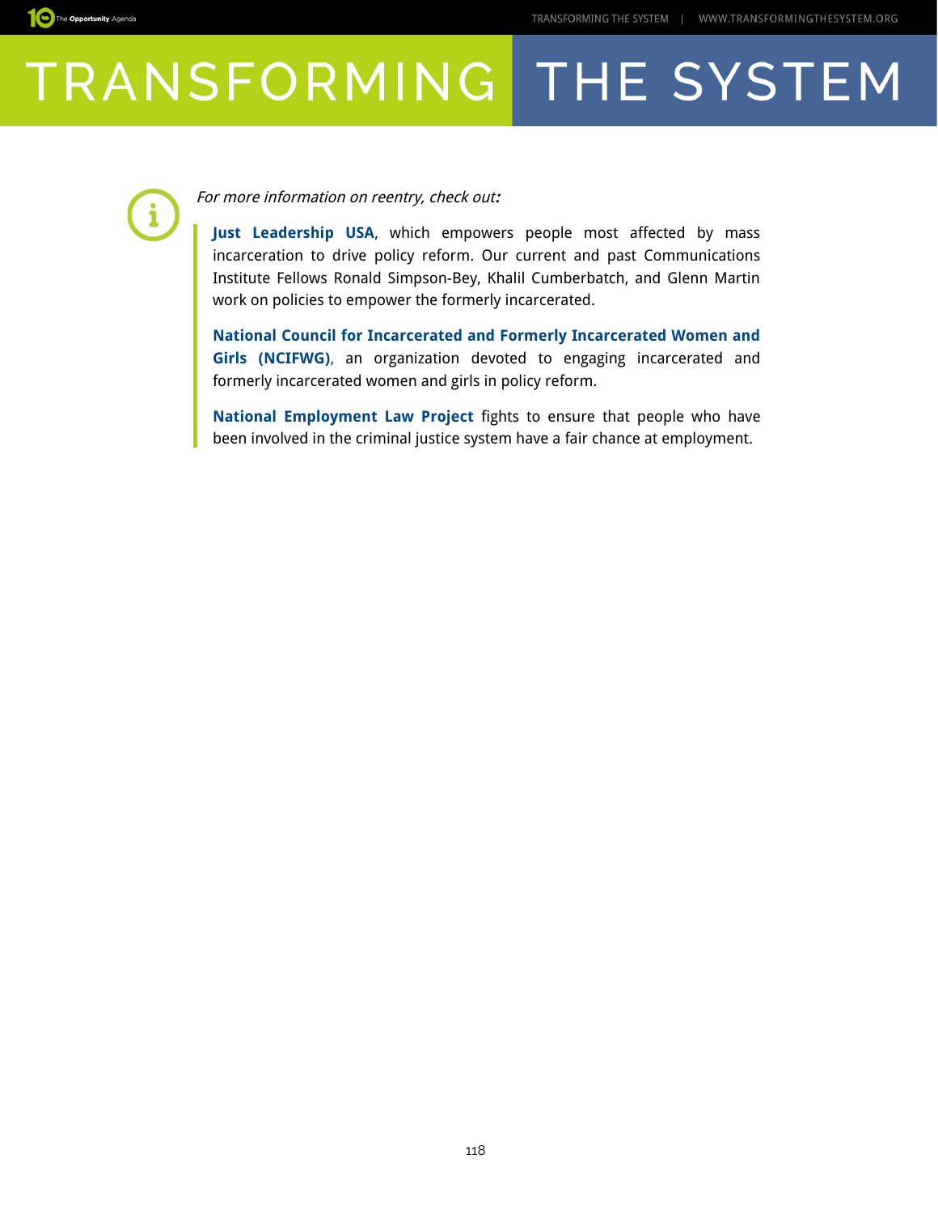*For more information on reentry, check out:*

**Just Leadership USA**, which empowers people most affected by mass incarceration to drive policy reform. Our current and past Communications Institute Fellows Ronald Simpson-Bey, Khalil Cumberbatch, and Glenn Martin work on policies to empower the formerly incarcerated.

**National Council for Incarcerated and Formerly Incarcerated Women and Girls (NCIFWG)**, an organization devoted to engaging incarcerated and formerly incarcerated women and girls in policy reform.

**National Employment Law Project** fights to ensure that people who have been involved in the criminal justice system have a fair chance at employment.